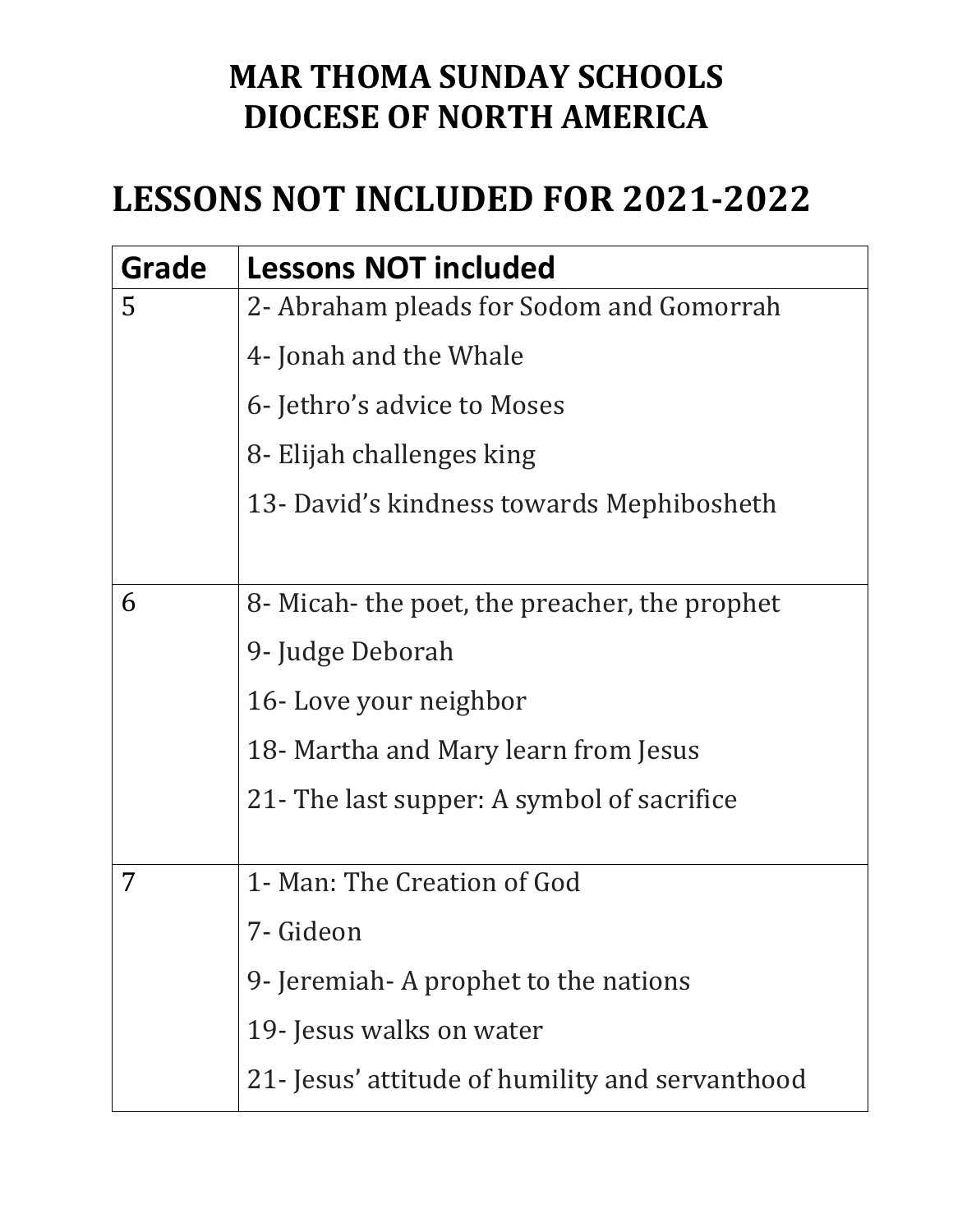# MAR THOMA SUNDAY SCHOOLS
# DIOCESE OF NORTH AMERICA

## LESSONS NOT INCLUDED FOR 2021-2022

| Grade | Lessons NOT included |
|---|---|
| 5 | 2- Abraham pleads for Sodom and Gomorrah<br>4- Jonah and the Whale<br>6- Jethro's advice to Moses<br>8- Elijah challenges king<br>13- David's kindness towards Mephibosheth |
| 6 | 8- Micah- the poet, the preacher, the prophet<br>9- Judge Deborah<br>16- Love your neighbor<br>18- Martha and Mary learn from Jesus<br>21- The last supper: A symbol of sacrifice |
| 7 | 1- Man: The Creation of God<br>7- Gideon<br>9- Jeremiah- A prophet to the nations<br>19- Jesus walks on water<br>21- Jesus' attitude of humility and servanthood |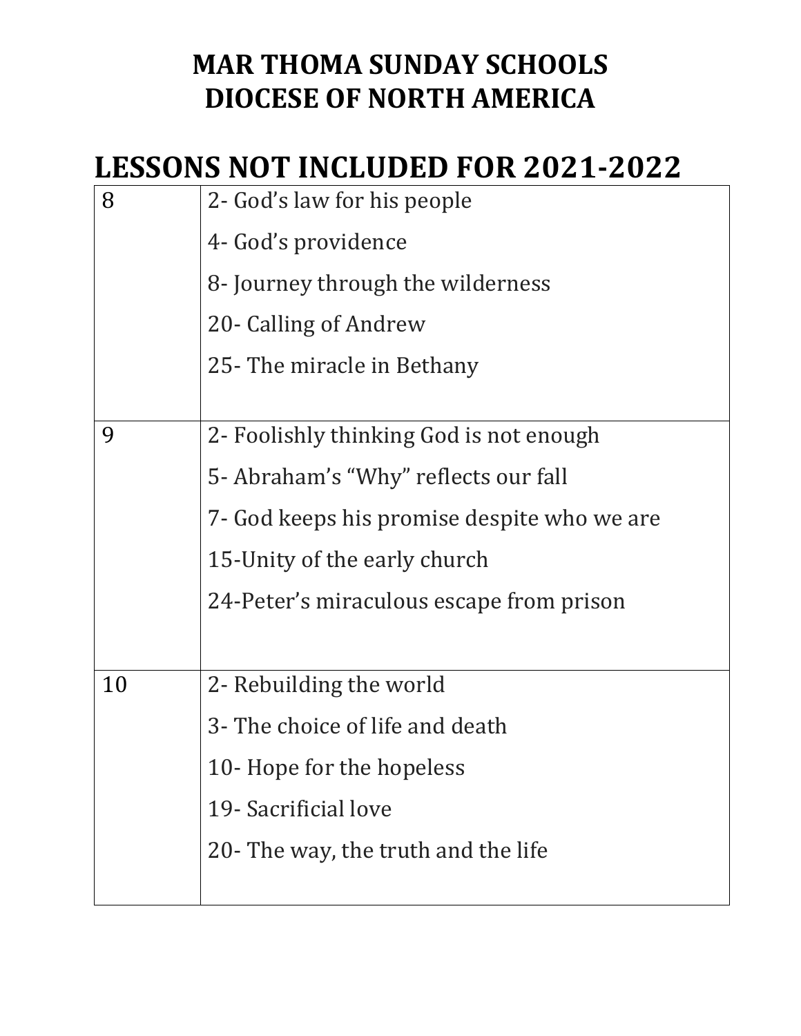# MAR THOMA SUNDAY SCHOOLS
# DIOCESE OF NORTH AMERICA

## LESSONS NOT INCLUDED FOR 2021-2022

| | |
|---|---|
| 8 | 2- God's law for his people<br>4- God's providence<br>8- Journey through the wilderness<br>20- Calling of Andrew<br>25- The miracle in Bethany |
| 9 | 2- Foolishly thinking God is not enough<br>5- Abraham's "Why" reflects our fall<br>7- God keeps his promise despite who we are<br>15-Unity of the early church<br>24-Peter's miraculous escape from prison |
| 10 | 2- Rebuilding the world<br>3- The choice of life and death<br>10- Hope for the hopeless<br>19- Sacrificial love<br>20- The way, the truth and the life |